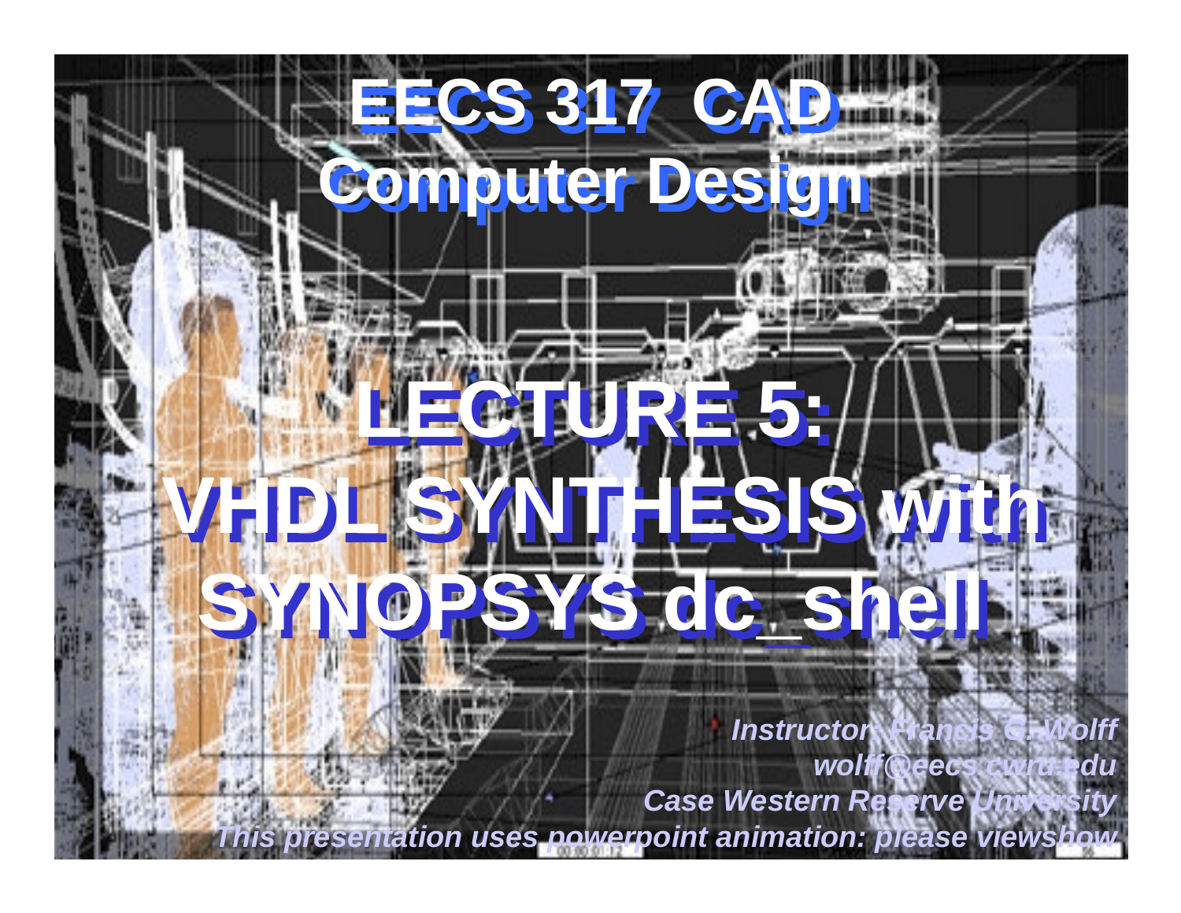# EECS 317 CAD Computer Design

# LECTURE 5: VHDL SYNTHESIS with SYNOPSYS dc_shell

*Instructor: Francis G. Wolff*
*wolff@eecs.cwru.edu*
*Case Western Reserve University*
*This presentation uses powerpoint animation: please viewshow*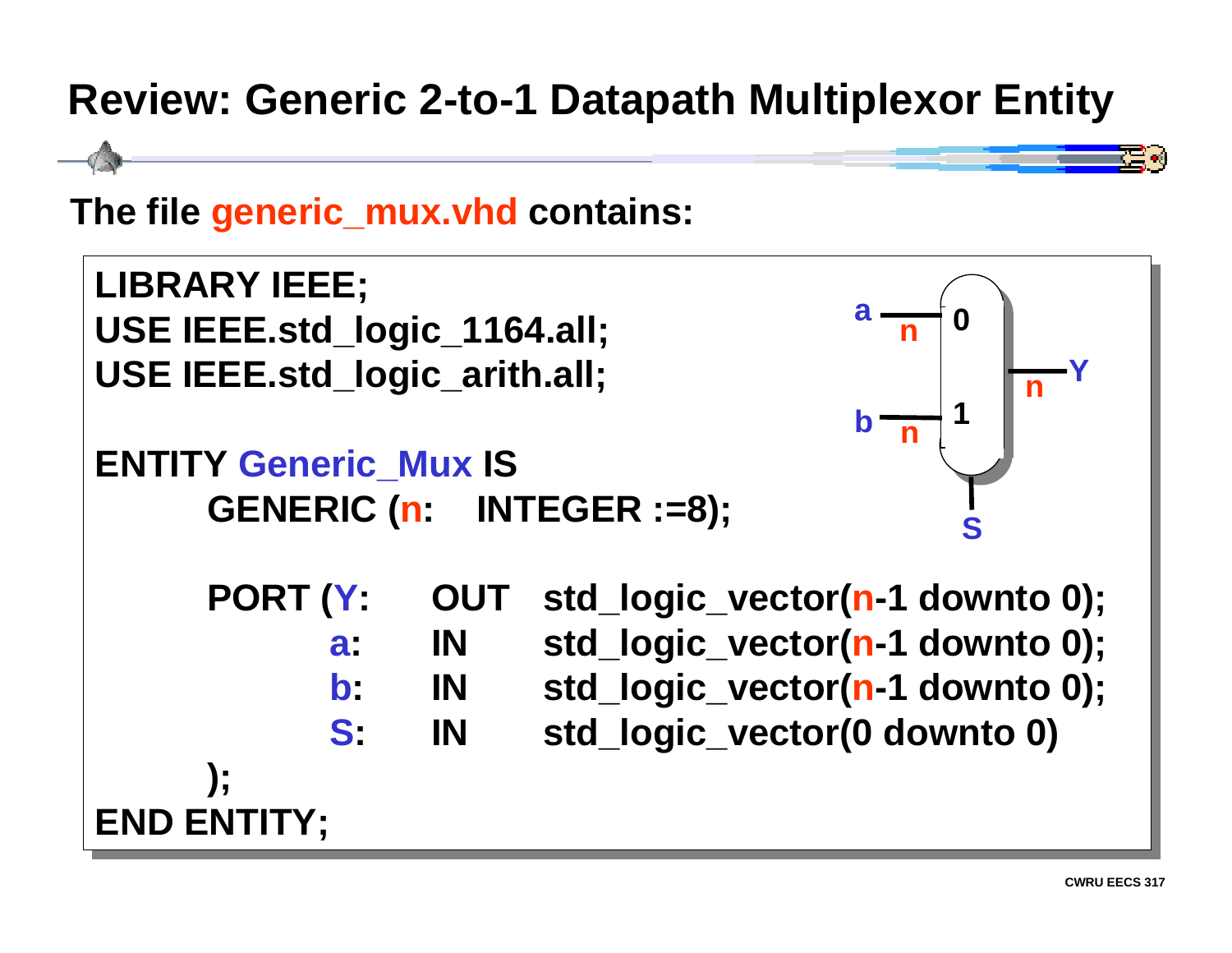# Review: Generic 2-to-1 Datapath Multiplexor Entity

**The file generic_mux.vhd contains:**

```
LIBRARY IEEE;
USE IEEE.std_logic_1164.all;
USE IEEE.std_logic_arith.all;

ENTITY Generic_Mux IS
      GENERIC (n:   INTEGER :=8);

      PORT (Y:      OUT   std_logic_vector(n-1 downto 0);
            a:      IN    std_logic_vector(n-1 downto 0);
            b:      IN    std_logic_vector(n-1 downto 0);
            S:      IN    std_logic_vector(0 downto 0)
      );
END ENTITY;
```

a, n, 0, b, n, 1, Y, n, S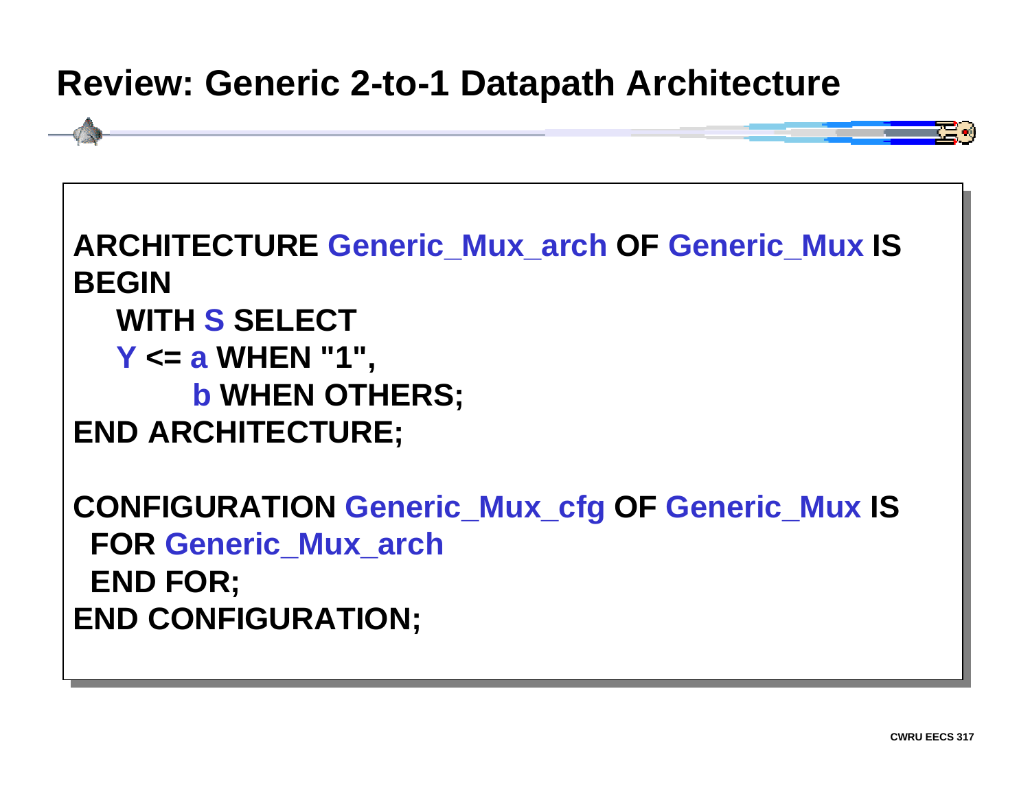# Review: Generic 2-to-1 Datapath Architecture

```
ARCHITECTURE Generic_Mux_arch OF Generic_Mux IS
BEGIN
   WITH S SELECT
   Y <= a WHEN "1",
        b WHEN OTHERS;
END ARCHITECTURE;

CONFIGURATION Generic_Mux_cfg OF Generic_Mux IS
 FOR Generic_Mux_arch
 END FOR;
END CONFIGURATION;
```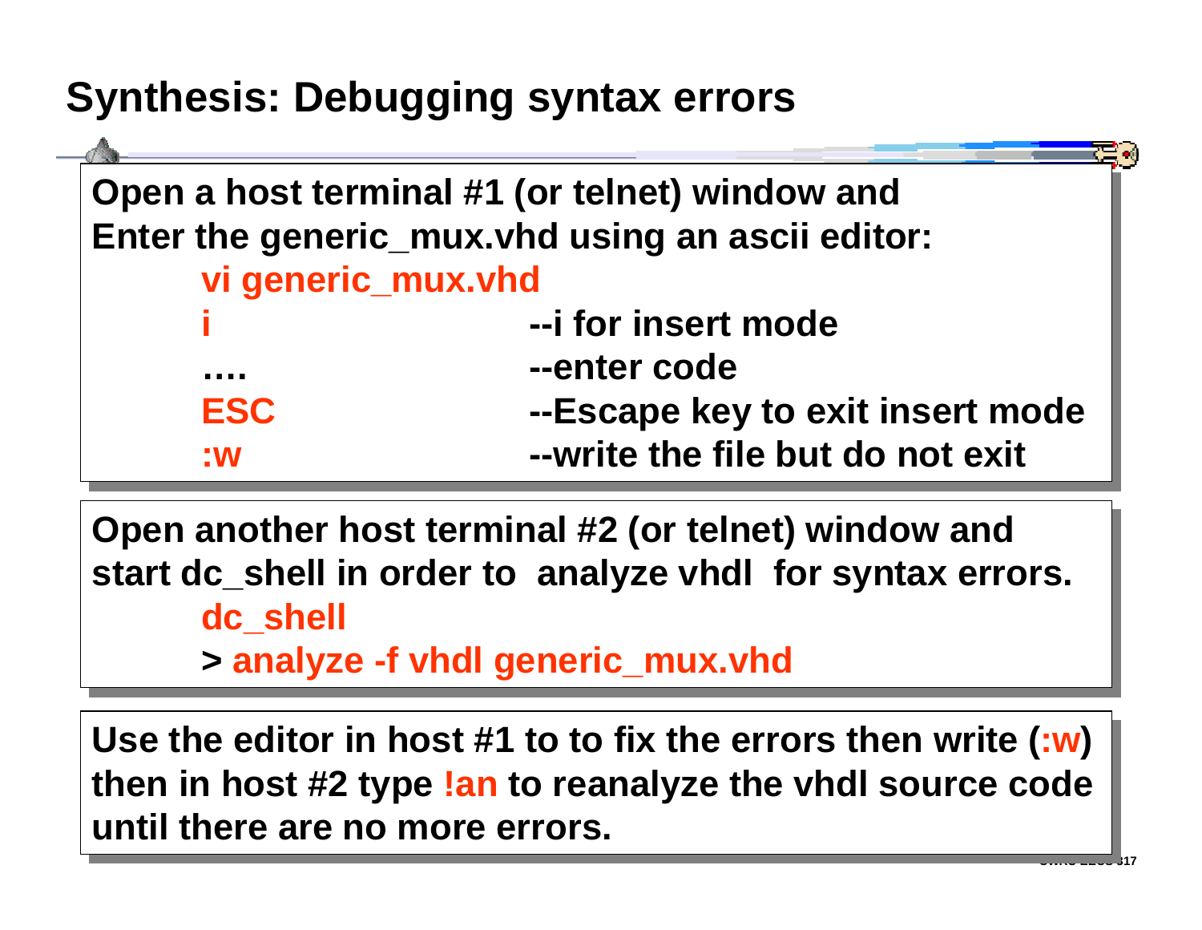# Synthesis: Debugging syntax errors

Open a host terminal #1 (or telnet) window and
Enter the generic_mux.vhd using an ascii editor:

```
vi generic_mux.vhd
i                       --i for insert mode
….                      --enter code
ESC                     --Escape key to exit insert mode
:w                      --write the file but do not exit
```

Open another host terminal #2 (or telnet) window and
start dc_shell in order to analyze vhdl for syntax errors.

```
dc_shell
> analyze -f vhdl generic_mux.vhd
```

Use the editor in host #1 to to fix the errors then write (:w) then in host #2 type !an to reanalyze the vhdl source code until there are no more errors.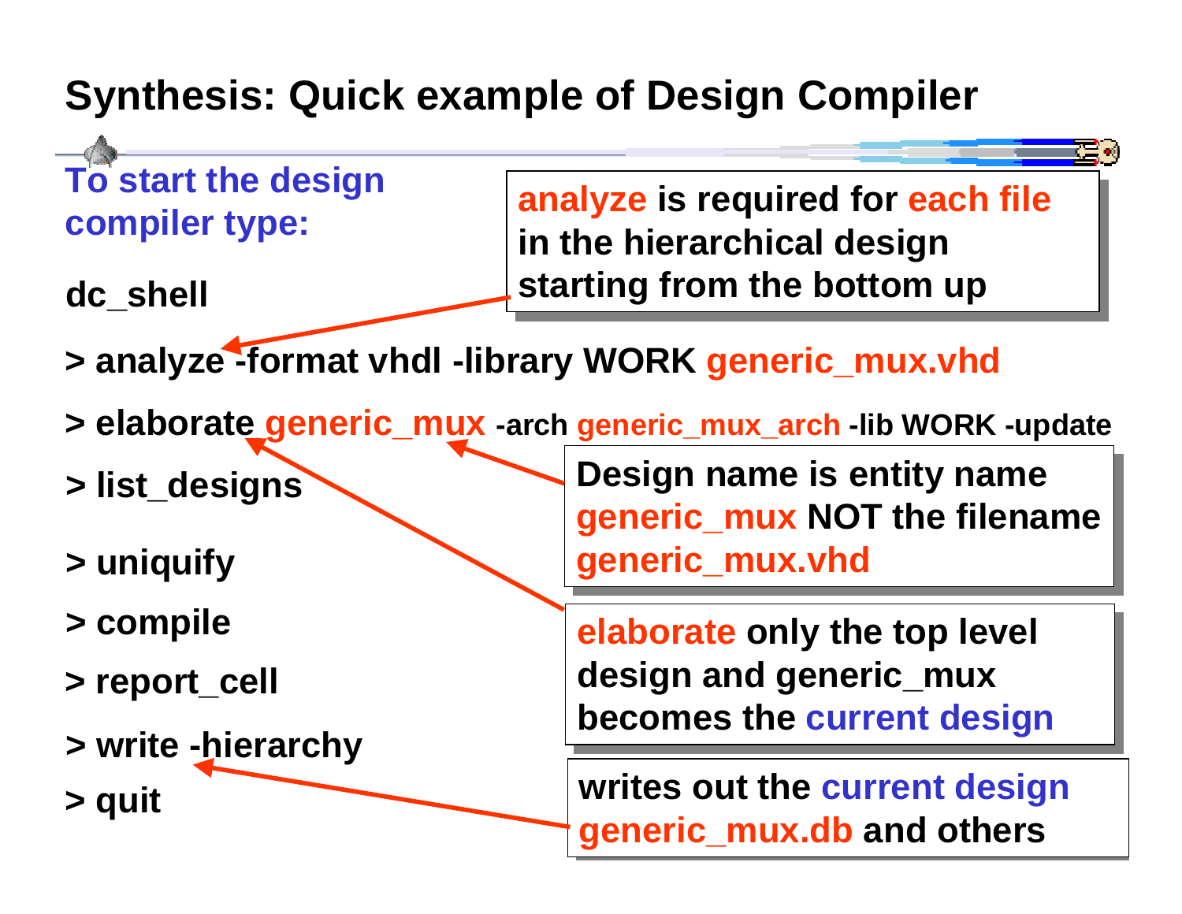# Synthesis: Quick example of Design Compiler

**To start the design compiler type:**

**dc_shell**

```
> analyze -format vhdl -library WORK generic_mux.vhd
> elaborate generic_mux -arch generic_mux_arch -lib WORK -update
> list_designs
> uniquify
> compile
> report_cell
> write -hierarchy
> quit
```

**analyze is required for each file in the hierarchical design starting from the bottom up**

**Design name is entity name generic_mux NOT the filename generic_mux.vhd**

**elaborate only the top level design and generic_mux becomes the current design**

**writes out the current design generic_mux.db and others**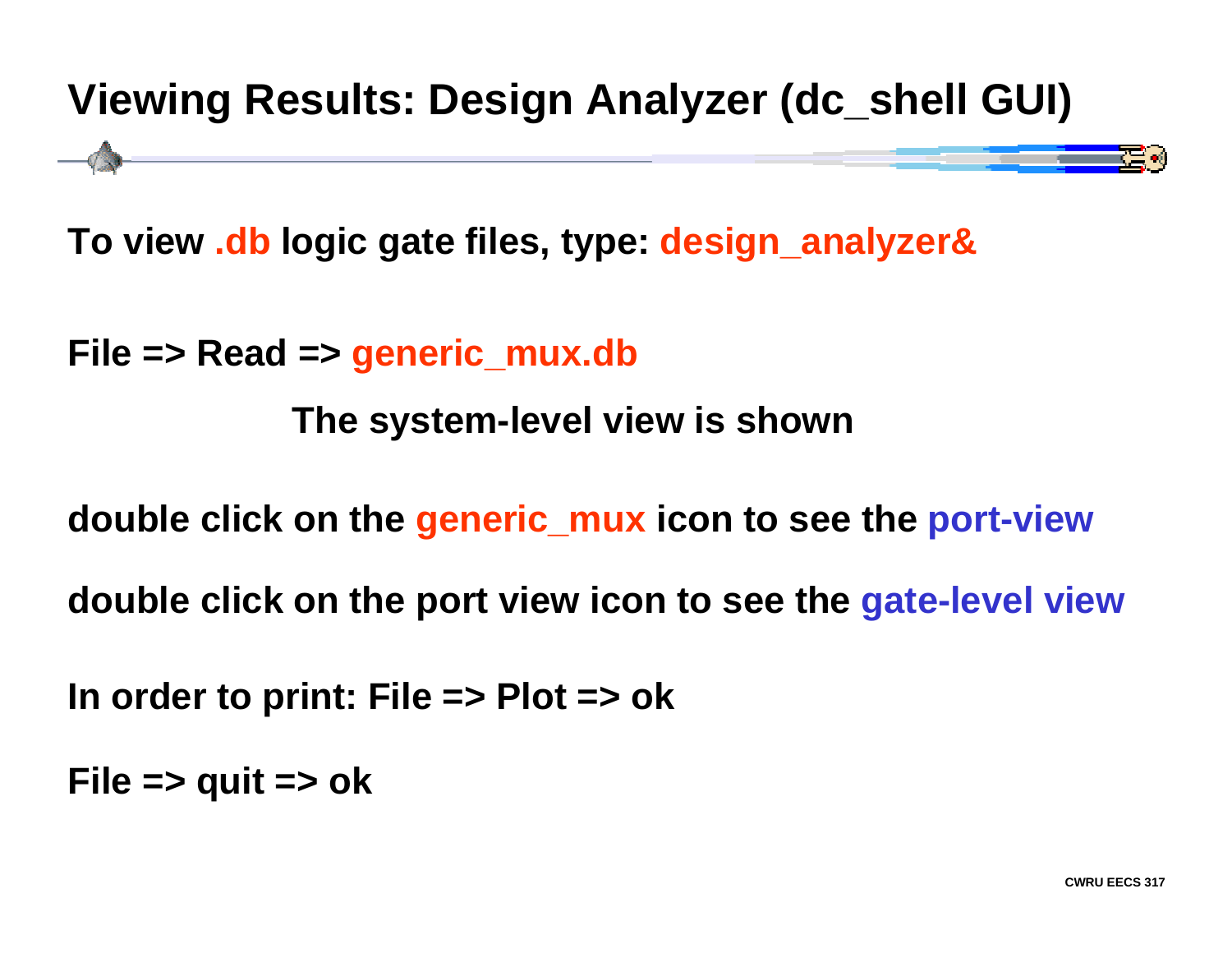# Viewing Results: Design Analyzer (dc_shell GUI)

**To view .db logic gate files, type: design_analyzer&**

**File => Read => generic_mux.db**

**The system-level view is shown**

**double click on the generic_mux icon to see the port-view**

**double click on the port view icon to see the gate-level view**

**In order to print: File => Plot => ok**

**File => quit => ok**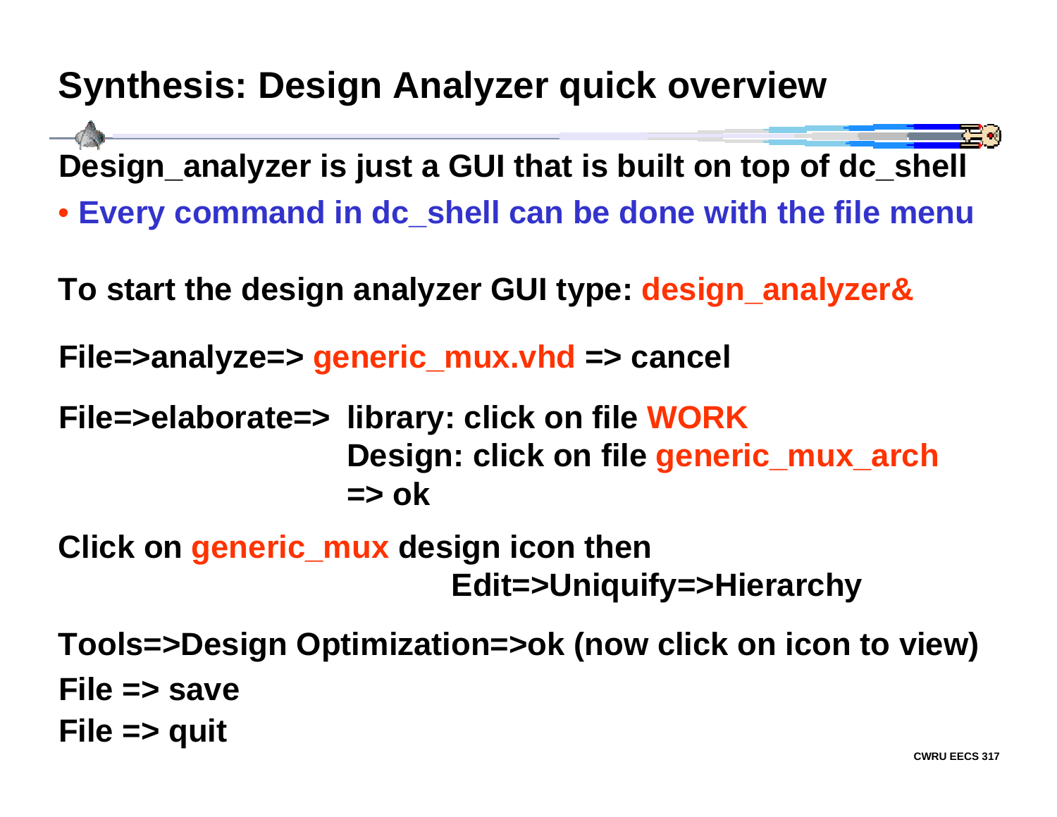# Synthesis: Design Analyzer quick overview

**Design_analyzer is just a GUI that is built on top of dc_shell**

- **Every command in dc_shell can be done with the file menu**

**To start the design analyzer GUI type: design_analyzer&**

**File=>analyze=> generic_mux.vhd => cancel**

**File=>elaborate=> library: click on file WORK**
**Design: click on file generic_mux_arch**
**=> ok**

**Click on generic_mux design icon then**
**Edit=>Uniquify=>Hierarchy**

**Tools=>Design Optimization=>ok (now click on icon to view)**

**File => save**

**File => quit**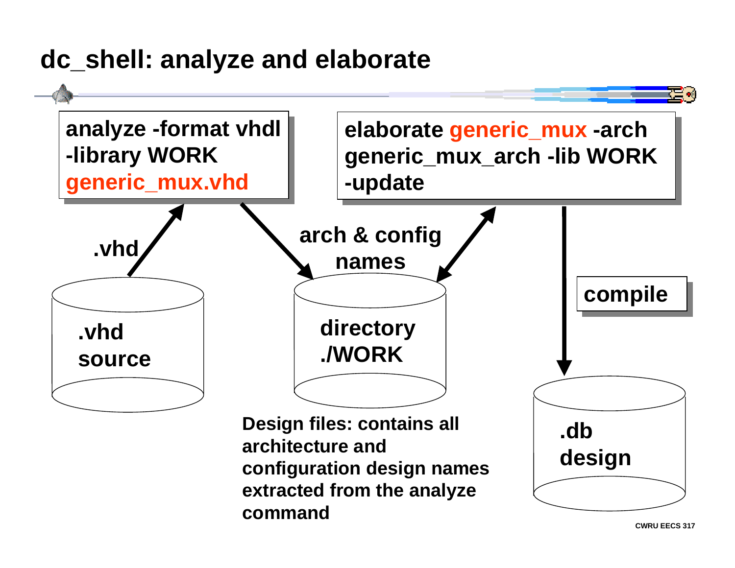# dc_shell: analyze and elaborate

```
analyze -format vhdl
-library WORK
generic_mux.vhd
```

```
elaborate generic_mux -arch
generic_mux_arch -lib WORK
-update
```

.vhd

arch & config names

compile

.vhd source

directory ./WORK

.db design

Design files: contains all architecture and configuration design names extracted from the analyze command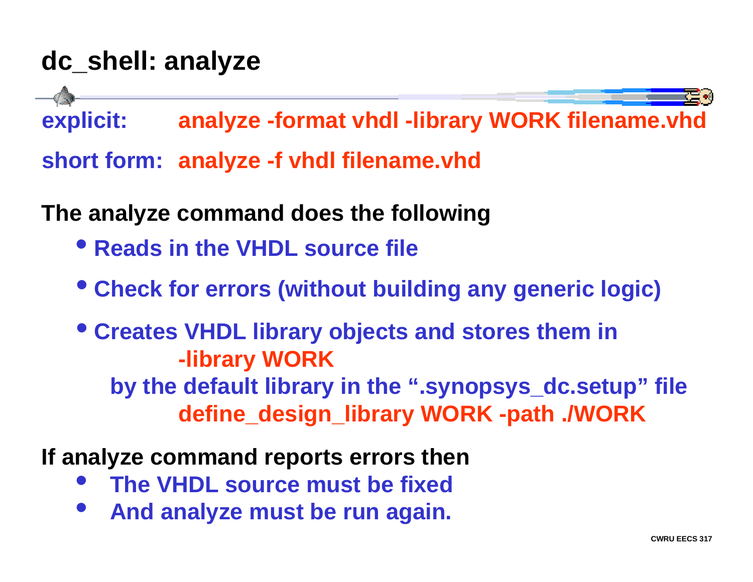# dc_shell: analyze

**explicit:** **analyze -format vhdl -library WORK filename.vhd**

**short form:** **analyze -f vhdl filename.vhd**

**The analyze command does the following**

- **Reads in the VHDL source file**
- **Check for errors (without building any generic logic)**
- **Creates VHDL library objects and stores them in**
  **-library WORK**
  **by the default library in the ".synopsys_dc.setup" file**
  **define_design_library WORK -path ./WORK**

**If analyze command reports errors then**

- **The VHDL source must be fixed**
- **And analyze must be run again.**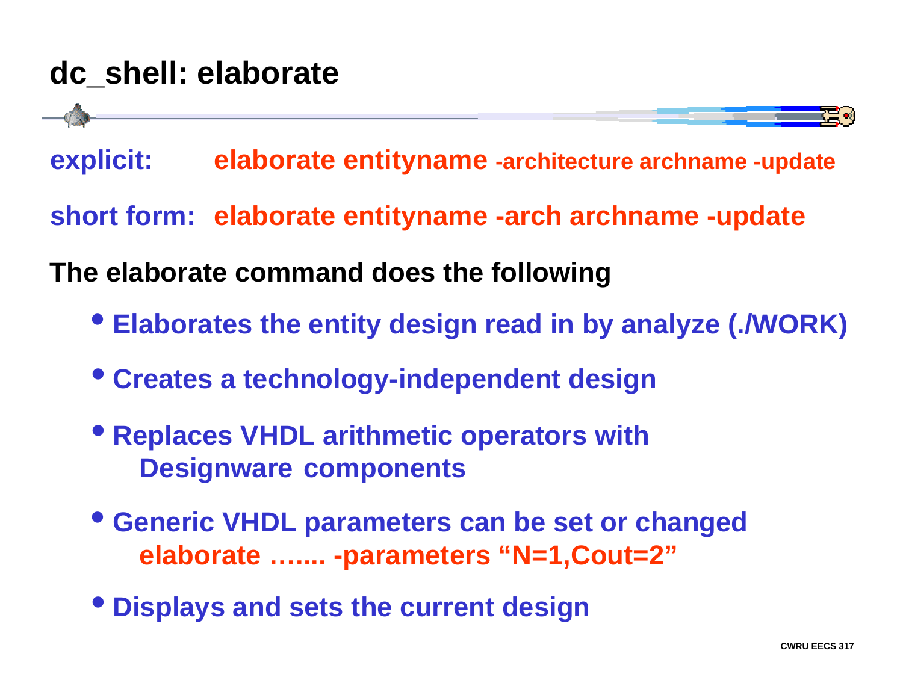# dc_shell: elaborate

**explicit:** **elaborate entityname -architecture archname -update**

**short form:** **elaborate entityname -arch archname -update**

**The elaborate command does the following**

- **Elaborates the entity design read in by analyze (./WORK)**
- **Creates a technology-independent design**
- **Replaces VHDL arithmetic operators with Designware components**
- **Generic VHDL parameters can be set or changed**
  **elaborate ……. -parameters "N=1,Cout=2"**
- **Displays and sets the current design**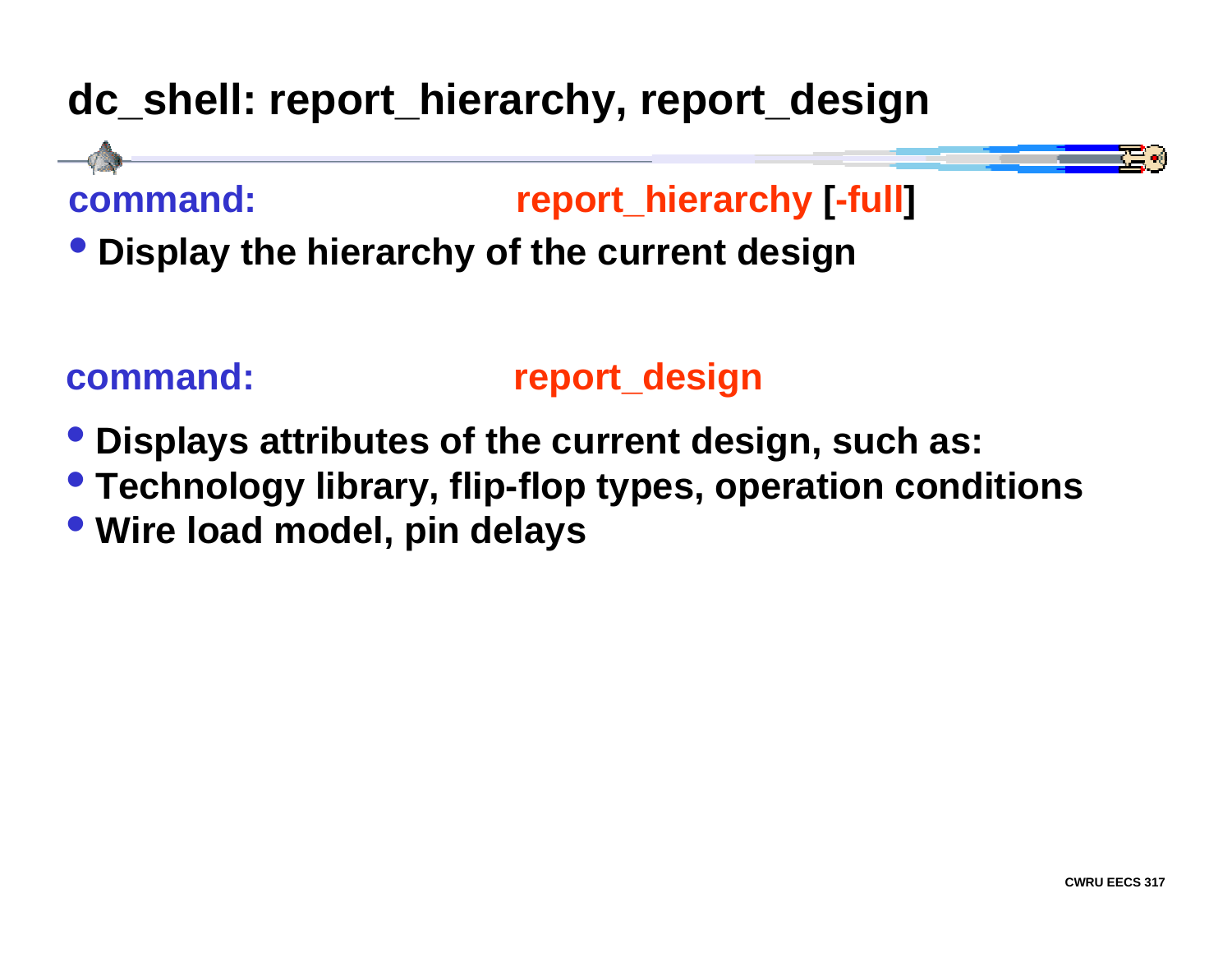# dc_shell: report_hierarchy, report_design

**command:** report_hierarchy [-full]

- **Display the hierarchy of the current design**

**command:** report_design

- **Displays attributes of the current design, such as:**
- **Technology library, flip-flop types, operation conditions**
- **Wire load model, pin delays**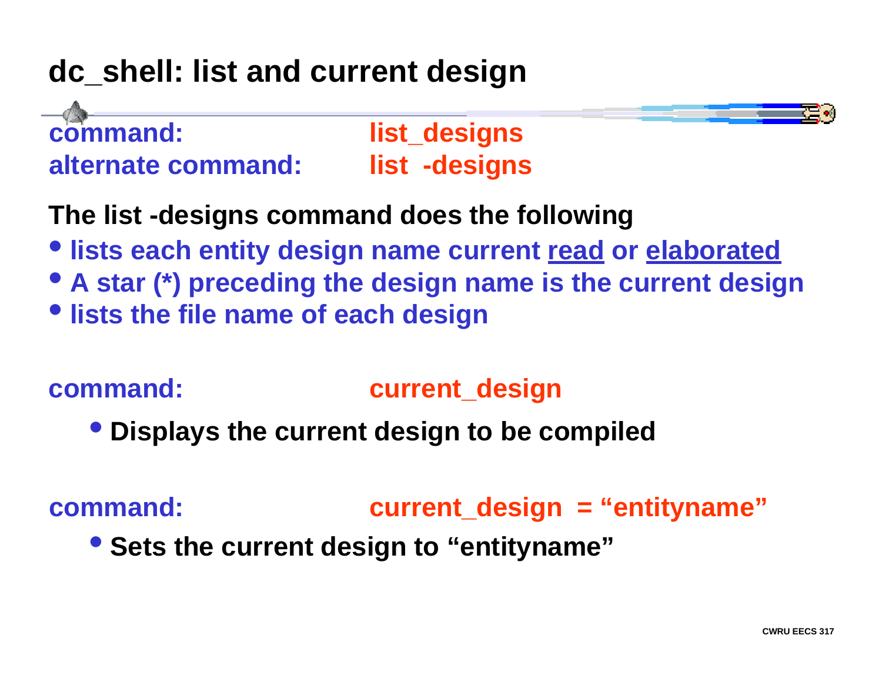# dc_shell: list and current design

**command:** **list_designs**
**alternate command:** **list -designs**

**The list -designs command does the following**

- **lists each entity design name current <u>read</u> or <u>elaborated</u>**
- **A star (*) preceding the design name is the current design**
- **lists the file name of each design**

**command:** **current_design**

- **Displays the current design to be compiled**

**command:** **current_design = "entityname"**

- **Sets the current design to "entityname"**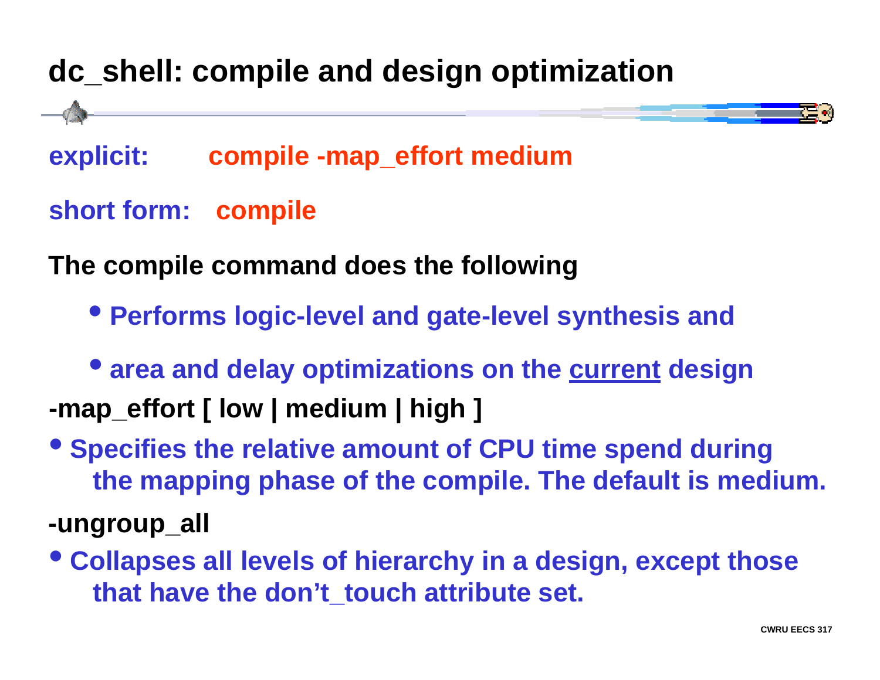# dc_shell: compile and design optimization

**explicit:** **compile -map_effort medium**

**short form:** **compile**

**The compile command does the following**

- **Performs logic-level and gate-level synthesis and**
- **area and delay optimizations on the <u>current</u> design**

**-map_effort [ low | medium | high ]**

- **Specifies the relative amount of CPU time spend during the mapping phase of the compile. The default is medium.**

**-ungroup_all**

- **Collapses all levels of hierarchy in a design, except those that have the don't_touch attribute set.**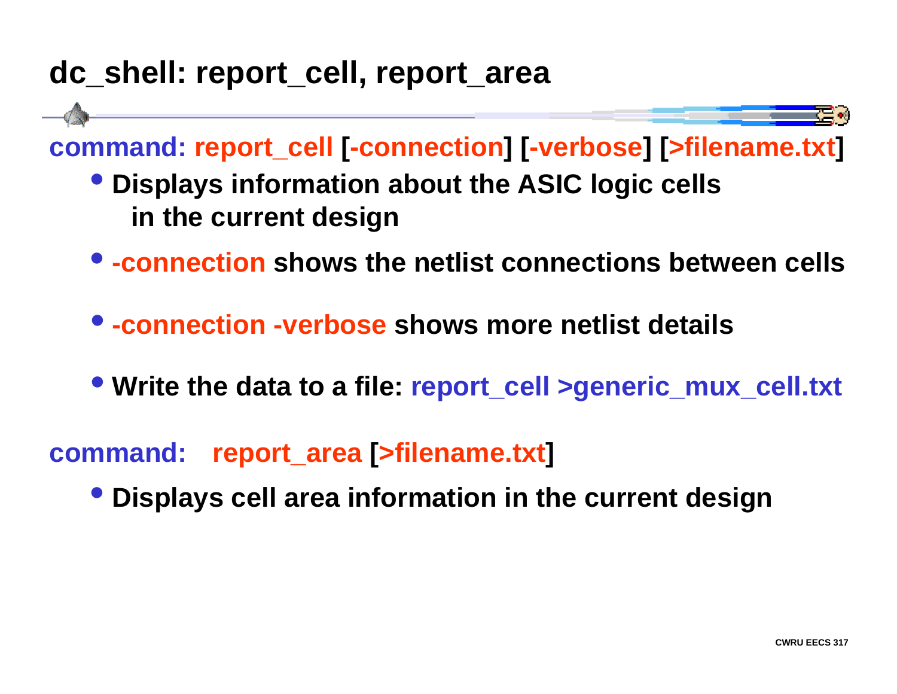# dc_shell: report_cell, report_area

**command: report_cell [-connection] [-verbose] [>filename.txt]**

- **Displays information about the ASIC logic cells in the current design**
- **-connection shows the netlist connections between cells**
- **-connection -verbose shows more netlist details**
- **Write the data to a file: report_cell >generic_mux_cell.txt**

**command: report_area [>filename.txt]**

- **Displays cell area information in the current design**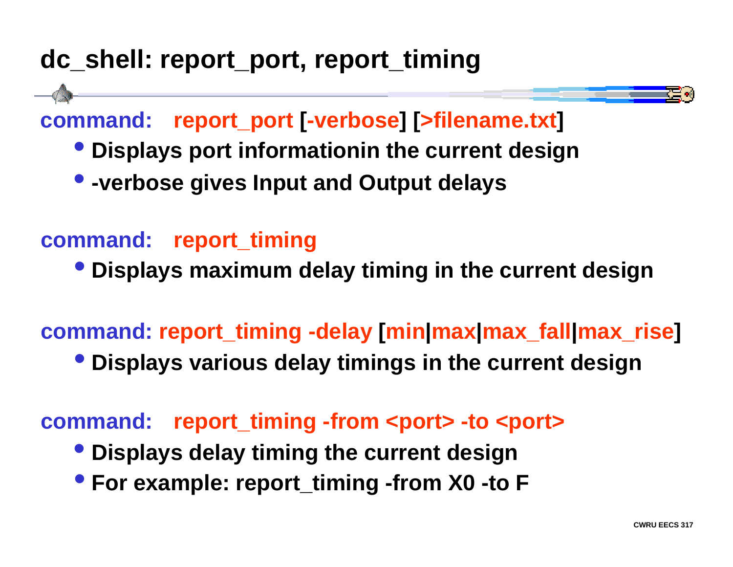# dc_shell: report_port, report_timing

**command: report_port [-verbose] [>filename.txt]**

- Displays port informationin the current design
- -verbose gives Input and Output delays

**command: report_timing**

- Displays maximum delay timing in the current design

**command: report_timing -delay [min|max|max_fall|max_rise]**

- Displays various delay timings in the current design

**command: report_timing -from <port> -to <port>**

- Displays delay timing the current design
- For example: report_timing -from X0 -to F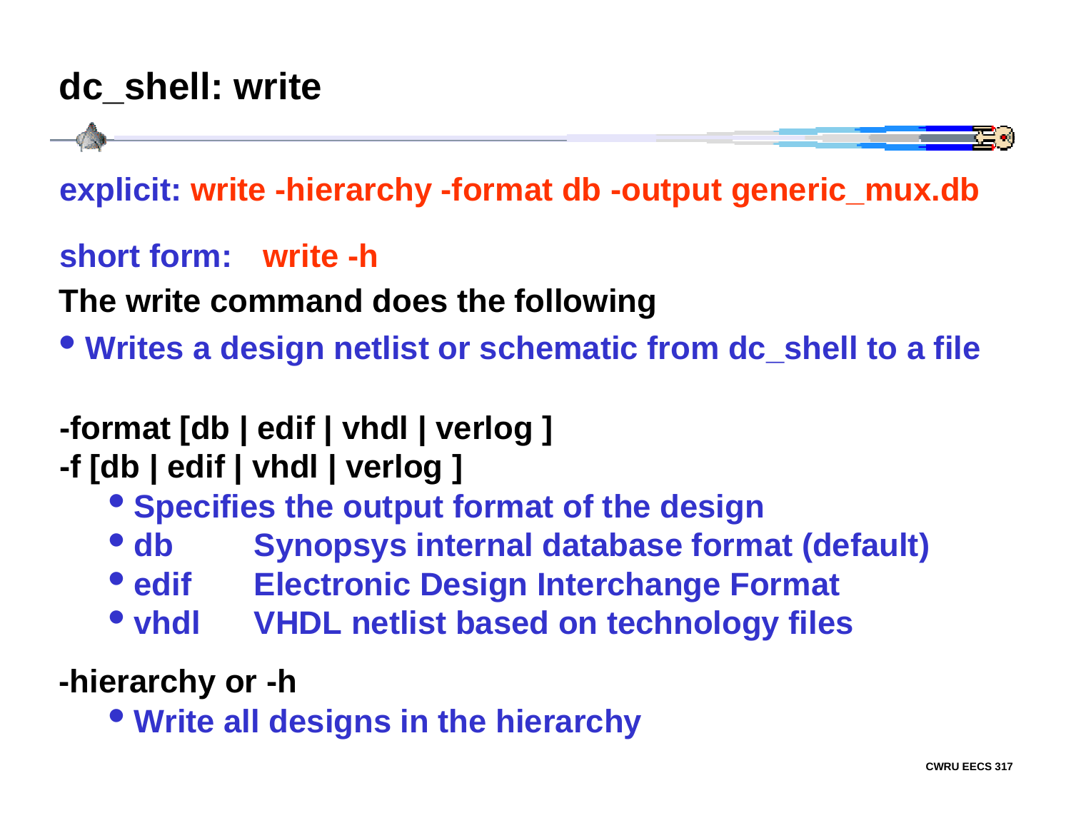# dc_shell: write

**explicit: write -hierarchy -format db -output generic_mux.db**

**short form: write -h**

**The write command does the following**

- **Writes a design netlist or schematic from dc_shell to a file**

**-format [db | edif | vhdl | verlog ]**
**-f [db | edif | vhdl | verlog ]**

- **Specifies the output format of the design**
- **db** Synopsys internal database format (default)
- **edif** Electronic Design Interchange Format
- **vhdl** VHDL netlist based on technology files

**-hierarchy or -h**

- **Write all designs in the hierarchy**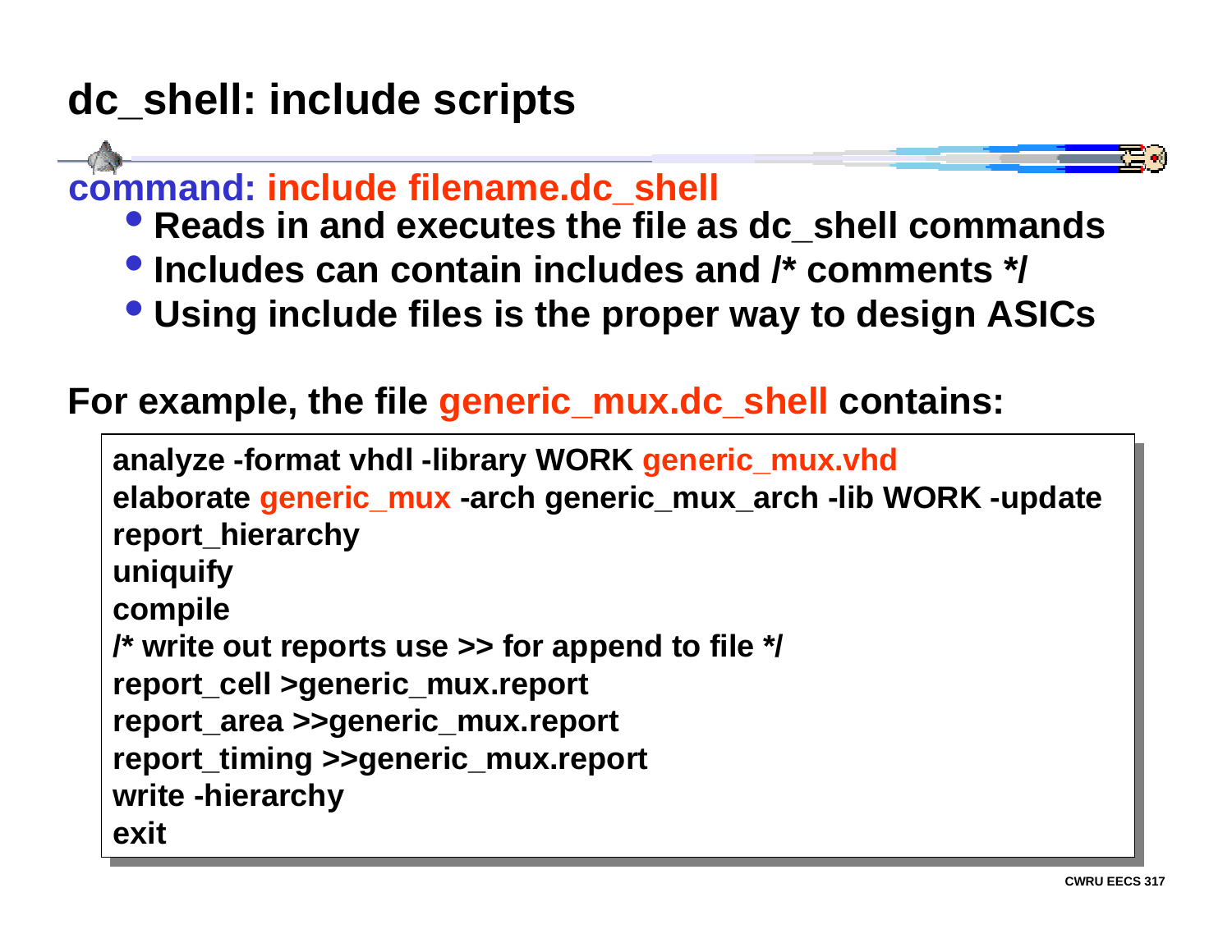# dc_shell: include scripts

**command: include filename.dc_shell**

- **Reads in and executes the file as dc_shell commands**
- **Includes can contain includes and /* comments */**
- **Using include files is the proper way to design ASICs**

**For example, the file generic_mux.dc_shell contains:**

```
analyze -format vhdl -library WORK generic_mux.vhd
elaborate generic_mux -arch generic_mux_arch -lib WORK -update
report_hierarchy
uniquify
compile
/* write out reports use >> for append to file */
report_cell >generic_mux.report
report_area >>generic_mux.report
report_timing >>generic_mux.report
write -hierarchy
exit
```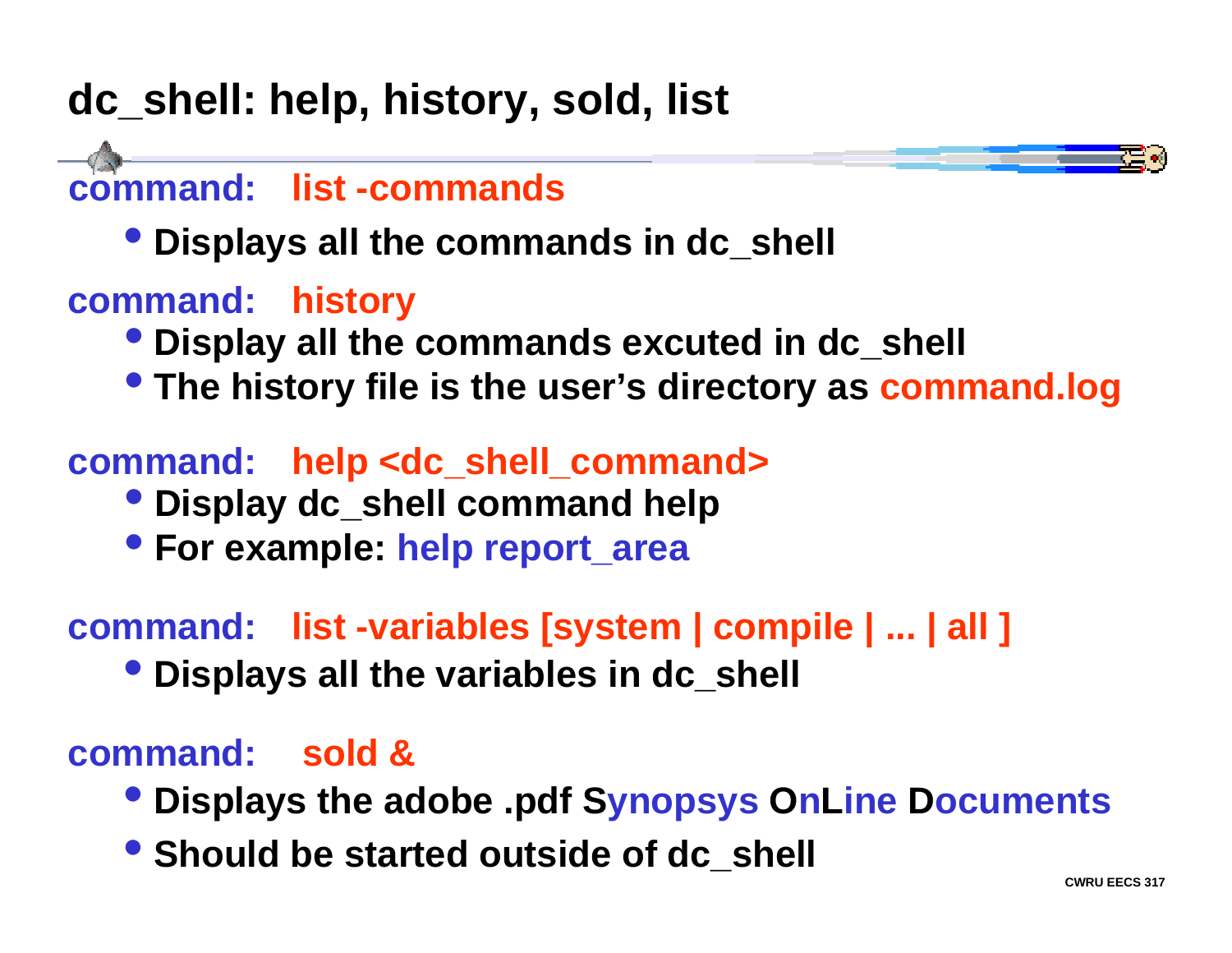# dc_shell: help, history, sold, list

**command:** **list -commands**

- **Displays all the commands in dc_shell**

**command:** **history**

- **Display all the commands excuted in dc_shell**
- **The history file is the user's directory as command.log**

**command:** **help <dc_shell_command>**

- **Display dc_shell command help**
- **For example: help report_area**

**command:** **list -variables [system | compile | ... | all ]**

- **Displays all the variables in dc_shell**

**command:** **sold &**

- **Displays the adobe .pdf Synopsys OnLine Documents**
- **Should be started outside of dc_shell**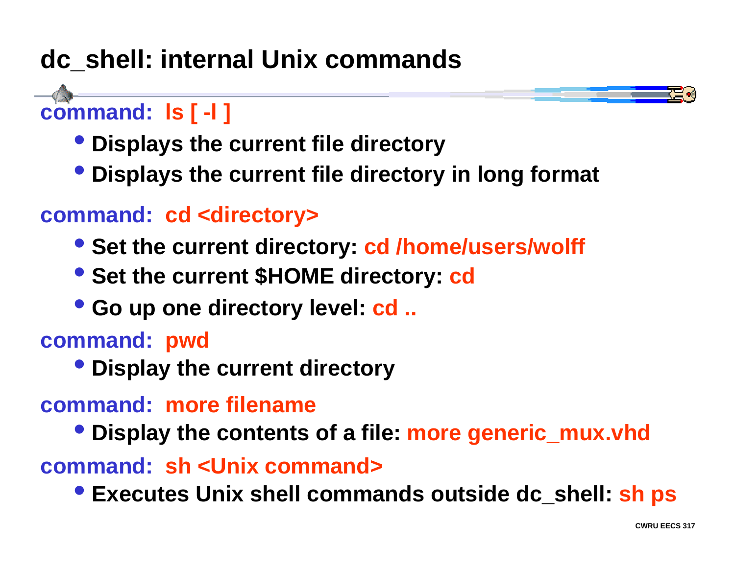# dc_shell: internal Unix commands

**command: ls [ -l ]**

- Displays the current file directory
- Displays the current file directory in long format

**command: cd <directory>**

- Set the current directory: cd /home/users/wolff
- Set the current $HOME directory: cd
- Go up one directory level: cd ..

**command: pwd**

- Display the current directory

**command: more filename**

- Display the contents of a file: more generic_mux.vhd

**command: sh <Unix command>**

- Executes Unix shell commands outside dc_shell: sh ps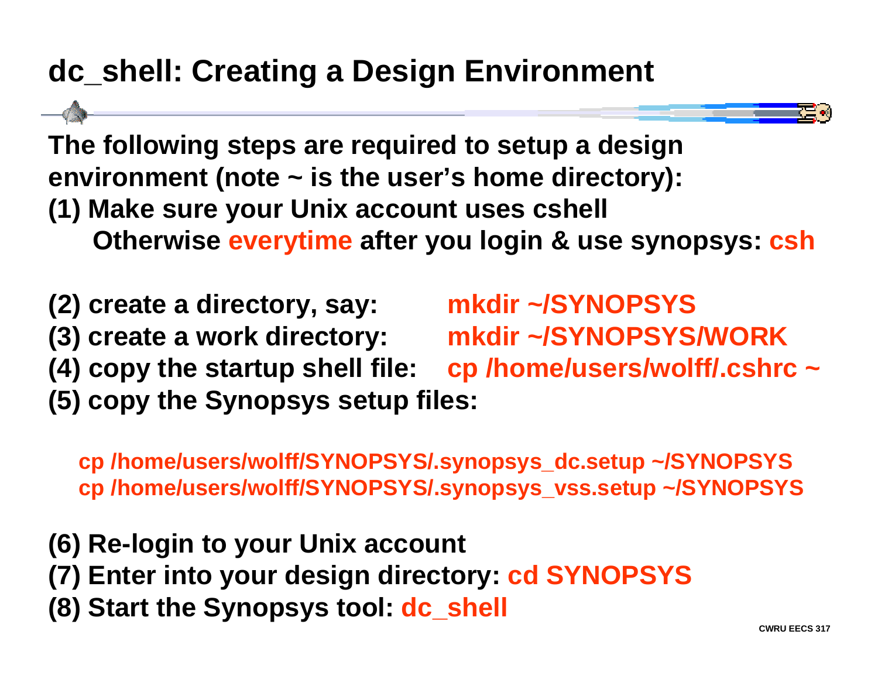# dc_shell: Creating a Design Environment

**The following steps are required to setup a design environment (note ~ is the user's home directory):**

**(1) Make sure your Unix account uses cshell**
  **Otherwise everytime after you login & use synopsys: csh**

**(2) create a directory, say:** **mkdir ~/SYNOPSYS**
**(3) create a work directory:** **mkdir ~/SYNOPSYS/WORK**
**(4) copy the startup shell file:** **cp /home/users/wolff/.cshrc ~**
**(5) copy the Synopsys setup files:**

```
cp /home/users/wolff/SYNOPSYS/.synopsys_dc.setup ~/SYNOPSYS
cp /home/users/wolff/SYNOPSYS/.synopsys_vss.setup ~/SYNOPSYS
```

**(6) Re-login to your Unix account**
**(7) Enter into your design directory: cd SYNOPSYS**
**(8) Start the Synopsys tool: dc_shell**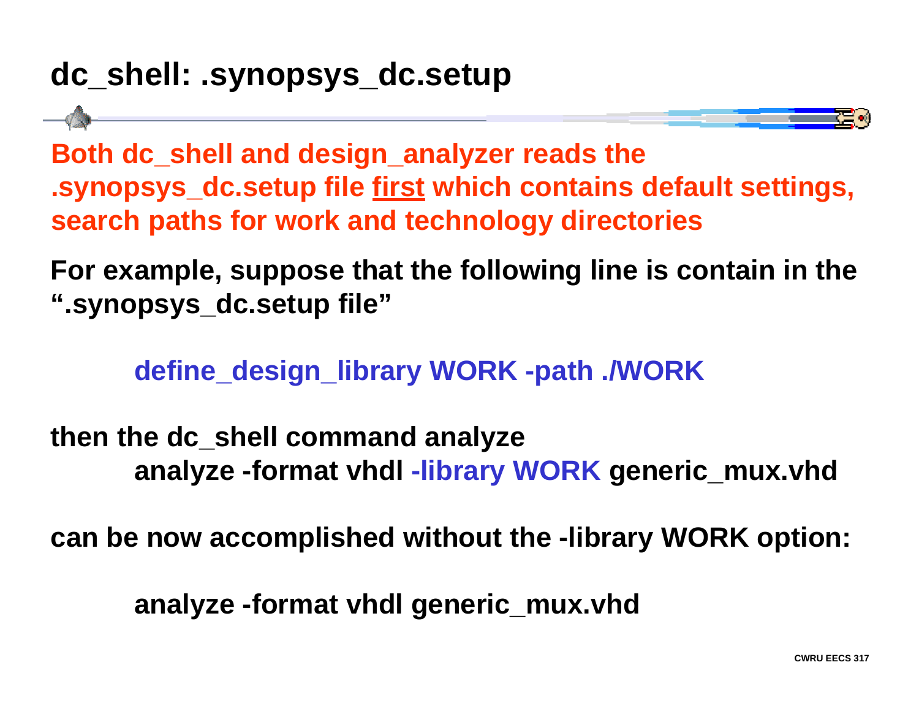# dc_shell: .synopsys_dc.setup

**Both dc_shell and design_analyzer reads the .synopsys_dc.setup file <u>first</u> which contains default settings, search paths for work and technology directories**

**For example, suppose that the following line is contain in the ".synopsys_dc.setup file"**

```
define_design_library WORK -path ./WORK
```

**then the dc_shell command analyze**

```
analyze -format vhdl -library WORK generic_mux.vhd
```

**can be now accomplished without the -library WORK option:**

```
analyze -format vhdl generic_mux.vhd
```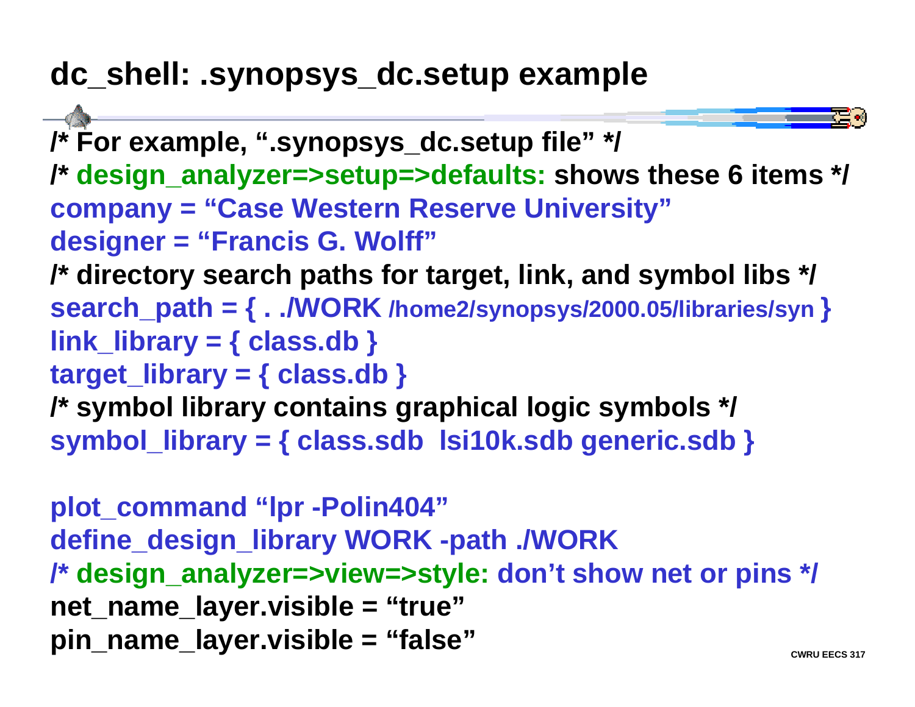# dc_shell: .synopsys_dc.setup example

```
/* For example, ".synopsys_dc.setup file" */
/* design_analyzer=>setup=>defaults: shows these 6 items */
company = "Case Western Reserve University"
designer = "Francis G. Wolff"
/* directory search paths for target, link, and symbol libs */
search_path = { . ./WORK /home2/synopsys/2000.05/libraries/syn }
link_library = { class.db }
target_library = { class.db }
/* symbol library contains graphical logic symbols */
symbol_library = { class.sdb  lsi10k.sdb generic.sdb }

plot_command "lpr -Polin404"
define_design_library WORK -path ./WORK
/* design_analyzer=>view=>style: don't show net or pins */
net_name_layer.visible = "true"
pin_name_layer.visible = "false"
```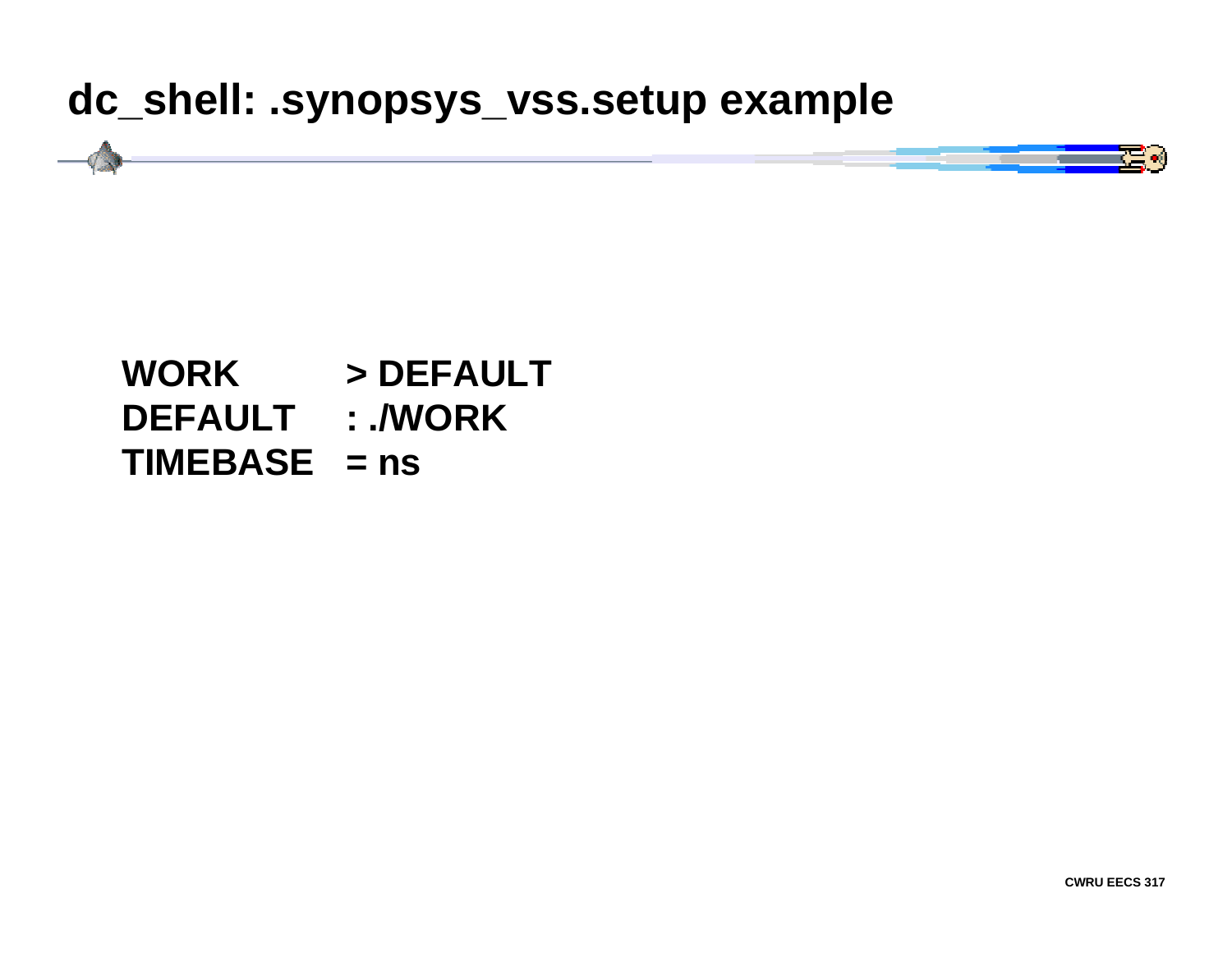# dc_shell: .synopsys_vss.setup example

```
WORK        > DEFAULT
DEFAULT     : ./WORK
TIMEBASE    = ns
```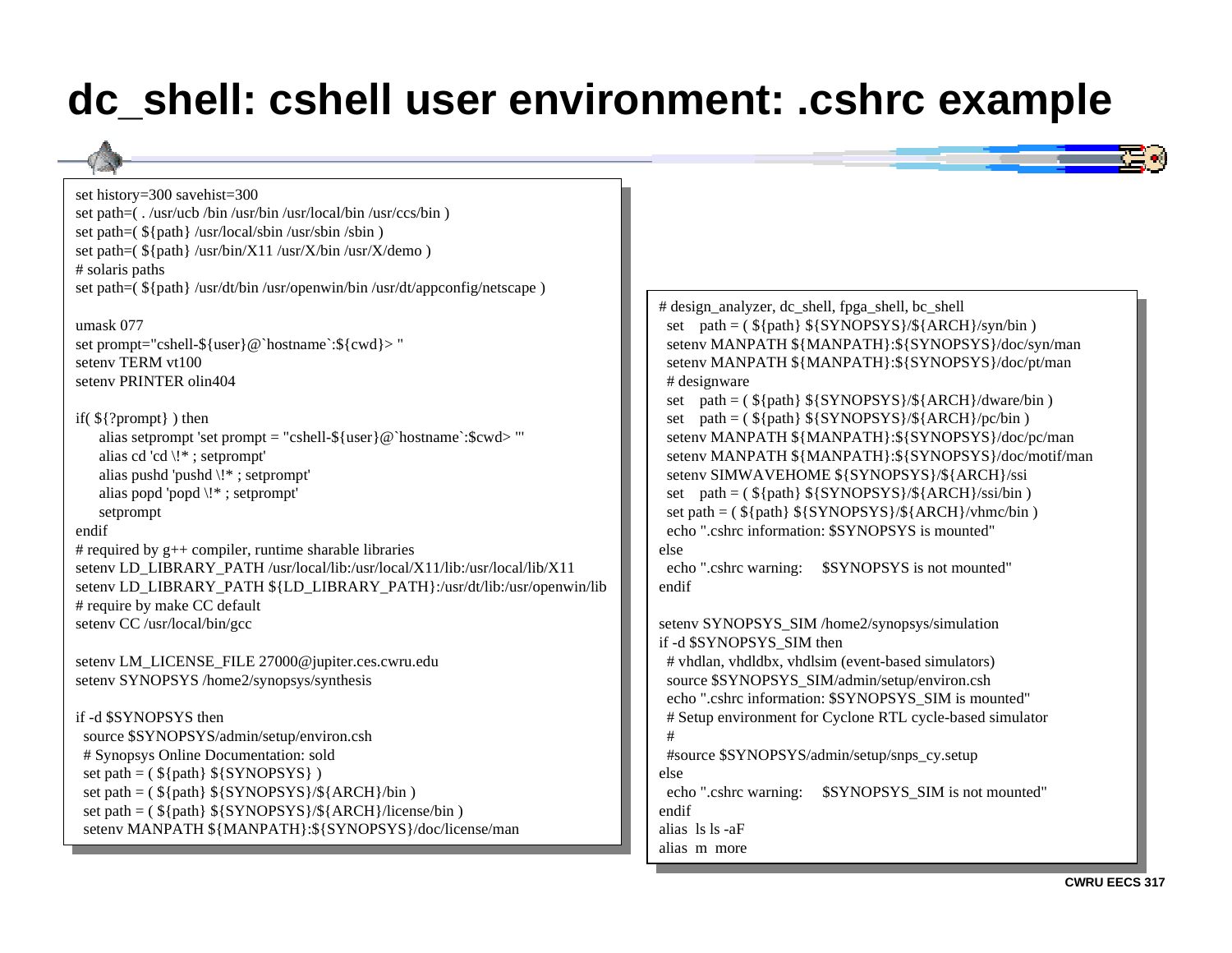# dc_shell: cshell user environment: .cshrc example

```
set history=300 savehist=300
set path=( . /usr/ucb /bin /usr/bin /usr/local/bin /usr/ccs/bin )
set path=( ${path} /usr/local/sbin /usr/sbin /sbin )
set path=( ${path} /usr/bin/X11 /usr/X/bin /usr/X/demo )
# solaris paths
set path=( ${path} /usr/dt/bin /usr/openwin/bin /usr/dt/appconfig/netscape )

umask 077
set prompt="cshell-${user}@`hostname`:${cwd}> "
setenv TERM vt100
setenv PRINTER olin404

if( ${?prompt} ) then
     alias setprompt 'set prompt = "cshell-${user}@`hostname`:$cwd> "'
     alias cd 'cd \!* ; setprompt'
     alias pushd 'pushd \!* ; setprompt'
     alias popd 'popd \!* ; setprompt'
     setprompt
endif
# required by g++ compiler, runtime sharable libraries
setenv LD_LIBRARY_PATH /usr/local/lib:/usr/local/X11/lib:/usr/local/lib/X11
setenv LD_LIBRARY_PATH ${LD_LIBRARY_PATH}:/usr/dt/lib:/usr/openwin/lib
# require by make CC default
setenv CC /usr/local/bin/gcc

setenv LM_LICENSE_FILE 27000@jupiter.ces.cwru.edu
setenv SYNOPSYS /home2/synopsys/synthesis

if -d $SYNOPSYS then
  source $SYNOPSYS/admin/setup/environ.csh
  # Synopsys Online Documentation: sold
  set path = ( ${path} ${SYNOPSYS} )
  set path = ( ${path} ${SYNOPSYS}/${ARCH}/bin )
  set path = ( ${path} ${SYNOPSYS}/${ARCH}/license/bin )
  setenv MANPATH ${MANPATH}:${SYNOPSYS}/doc/license/man
```

```
# design_analyzer, dc_shell, fpga_shell, bc_shell
  set   path = ( ${path} ${SYNOPSYS}/${ARCH}/syn/bin )
  setenv MANPATH ${MANPATH}:${SYNOPSYS}/doc/syn/man
  setenv MANPATH ${MANPATH}:${SYNOPSYS}/doc/pt/man
  # designware
  set   path = ( ${path} ${SYNOPSYS}/${ARCH}/dware/bin )
  set   path = ( ${path} ${SYNOPSYS}/${ARCH}/pc/bin )
  setenv MANPATH ${MANPATH}:${SYNOPSYS}/doc/pc/man
  setenv MANPATH ${MANPATH}:${SYNOPSYS}/doc/motif/man
  setenv SIMWAVEHOME ${SYNOPSYS}/${ARCH}/ssi
  set   path = ( ${path} ${SYNOPSYS}/${ARCH}/ssi/bin )
  set path = ( ${path} ${SYNOPSYS}/${ARCH}/vhmc/bin )
  echo ".cshrc information: $SYNOPSYS is mounted"
else
  echo ".cshrc warning:    $SYNOPSYS is not mounted"
endif

setenv SYNOPSYS_SIM /home2/synopsys/simulation
if -d $SYNOPSYS_SIM then
  # vhdlan, vhdldbx, vhdlsim (event-based simulators)
  source $SYNOPSYS_SIM/admin/setup/environ.csh
  echo ".cshrc information: $SYNOPSYS_SIM is mounted"
  # Setup environment for Cyclone RTL cycle-based simulator
  #
  #source $SYNOPSYS/admin/setup/snps_cy.setup
else
  echo ".cshrc warning:    $SYNOPSYS_SIM is not mounted"
endif
alias  ls ls -aF
alias  m  more
```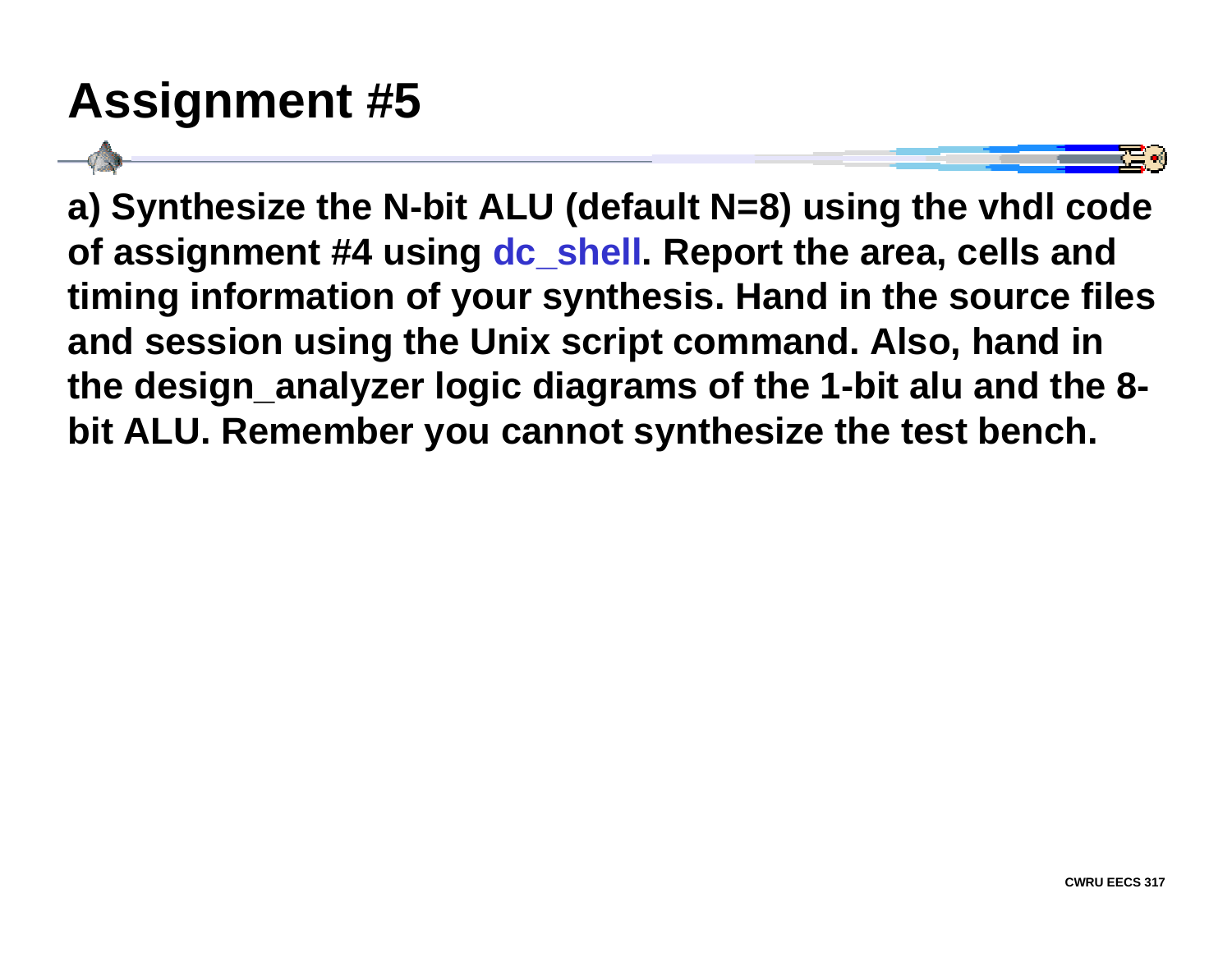# Assignment #5

**a) Synthesize the N-bit ALU (default N=8) using the vhdl code of assignment #4 using dc_shell. Report the area, cells and timing information of your synthesis. Hand in the source files and session using the Unix script command. Also, hand in the design_analyzer logic diagrams of the 1-bit alu and the 8-bit ALU. Remember you cannot synthesize the test bench.**